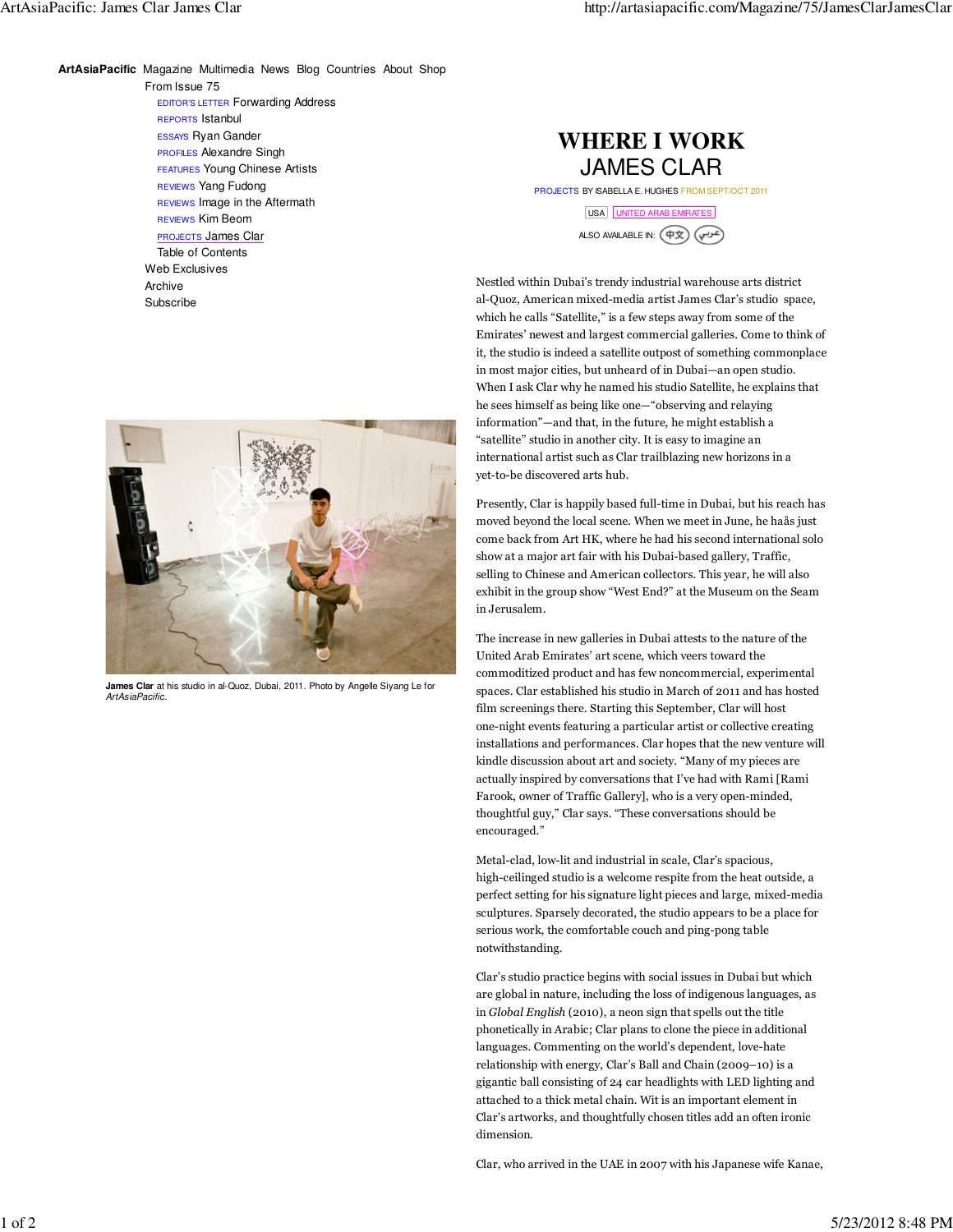ArtAsiaPacific Magazine Multimedia News Blog Countries About Shop

From Issue 75

EDITOR'S LETTER Forwarding Address
REPORTS Istanbul
ESSAYS Ryan Gander
PROFILES Alexandre Singh
FEATURES Young Chinese Artists
REVIEWS Yang Fudong
REVIEWS Image in the Aftermath
REVIEWS Kim Beom
PROJECTS James Clar
Table of Contents

Web Exclusives
Archive
Subscribe

# WHERE I WORK
## JAMES CLAR

PROJECTS BY ISABELLA E. HUGHES FROM SEPT/OCT 2011

USA UNITED ARAB EMIRATES

ALSO AVAILABLE IN: 中文 عربي

**James Clar** at his studio in al-Quoz, Dubai, 2011. Photo by Angelle Siyang Le for *ArtAsiaPacific*.

Nestled within Dubai's trendy industrial warehouse arts district al-Quoz, American mixed-media artist James Clar's studio space, which he calls "Satellite," is a few steps away from some of the Emirates' newest and largest commercial galleries. Come to think of it, the studio is indeed a satellite outpost of something commonplace in most major cities, but unheard of in Dubai—an open studio. When I ask Clar why he named his studio Satellite, he explains that he sees himself as being like one—"observing and relaying information"—and that, in the future, he might establish a "satellite" studio in another city. It is easy to imagine an international artist such as Clar trailblazing new horizons in a yet-to-be discovered arts hub.

Presently, Clar is happily based full-time in Dubai, but his reach has moved beyond the local scene. When we meet in June, he haås just come back from Art HK, where he had his second international solo show at a major art fair with his Dubai-based gallery, Traffic, selling to Chinese and American collectors. This year, he will also exhibit in the group show "West End?" at the Museum on the Seam in Jerusalem.

The increase in new galleries in Dubai attests to the nature of the United Arab Emirates' art scene, which veers toward the commoditized product and has few noncommercial, experimental spaces. Clar established his studio in March of 2011 and has hosted film screenings there. Starting this September, Clar will host one-night events featuring a particular artist or collective creating installations and performances. Clar hopes that the new venture will kindle discussion about art and society. "Many of my pieces are actually inspired by conversations that I've had with Rami [Rami Farook, owner of Traffic Gallery], who is a very open-minded, thoughtful guy," Clar says. "These conversations should be encouraged."

Metal-clad, low-lit and industrial in scale, Clar's spacious, high-ceilinged studio is a welcome respite from the heat outside, a perfect setting for his signature light pieces and large, mixed-media sculptures. Sparsely decorated, the studio appears to be a place for serious work, the comfortable couch and ping-pong table notwithstanding.

Clar's studio practice begins with social issues in Dubai but which are global in nature, including the loss of indigenous languages, as in *Global English* (2010), a neon sign that spells out the title phonetically in Arabic; Clar plans to clone the piece in additional languages. Commenting on the world's dependent, love-hate relationship with energy, Clar's Ball and Chain (2009–10) is a gigantic ball consisting of 24 car headlights with LED lighting and attached to a thick metal chain. Wit is an important element in Clar's artworks, and thoughtfully chosen titles add an often ironic dimension.

Clar, who arrived in the UAE in 2007 with his Japanese wife Kanae,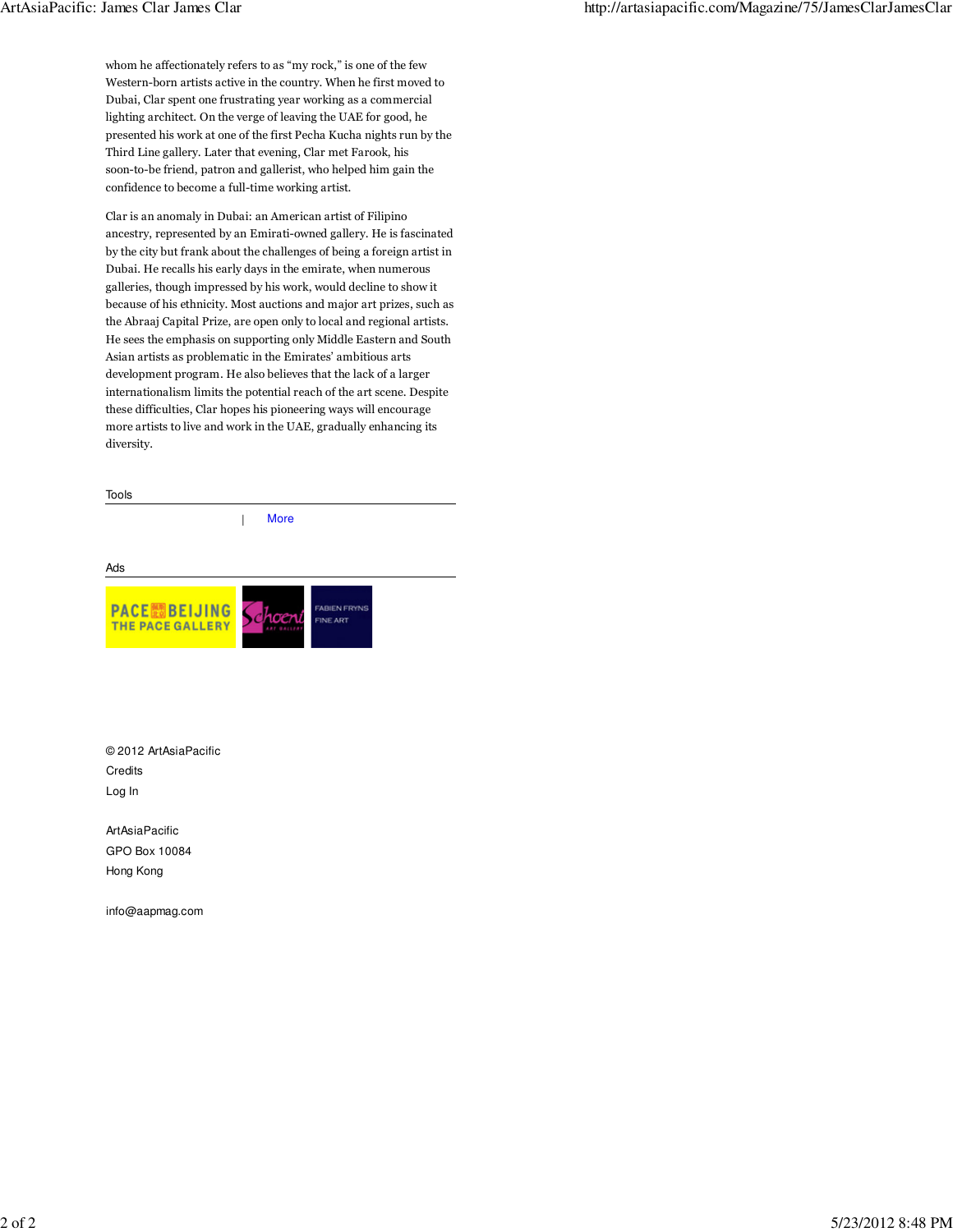whom he affectionately refers to as "my rock," is one of the few Western-born artists active in the country. When he first moved to Dubai, Clar spent one frustrating year working as a commercial lighting architect. On the verge of leaving the UAE for good, he presented his work at one of the first Pecha Kucha nights run by the Third Line gallery. Later that evening, Clar met Farook, his soon-to-be friend, patron and gallerist, who helped him gain the confidence to become a full-time working artist.

Clar is an anomaly in Dubai: an American artist of Filipino ancestry, represented by an Emirati-owned gallery. He is fascinated by the city but frank about the challenges of being a foreign artist in Dubai. He recalls his early days in the emirate, when numerous galleries, though impressed by his work, would decline to show it because of his ethnicity. Most auctions and major art prizes, such as the Abraaj Capital Prize, are open only to local and regional artists. He sees the emphasis on supporting only Middle Eastern and South Asian artists as problematic in the Emirates' ambitious arts development program. He also believes that the lack of a larger internationalism limits the potential reach of the art scene. Despite these difficulties, Clar hopes his pioneering ways will encourage more artists to live and work in the UAE, gradually enhancing its diversity.

Tools

| More

Ads

PACE BEIJING THE PACE GALLERY

Schoeni ART GALLERY

FABIEN FRYNS FINE ART

© 2012 ArtAsiaPacific

Credits

Log In

ArtAsiaPacific
GPO Box 10084
Hong Kong

info@aapmag.com